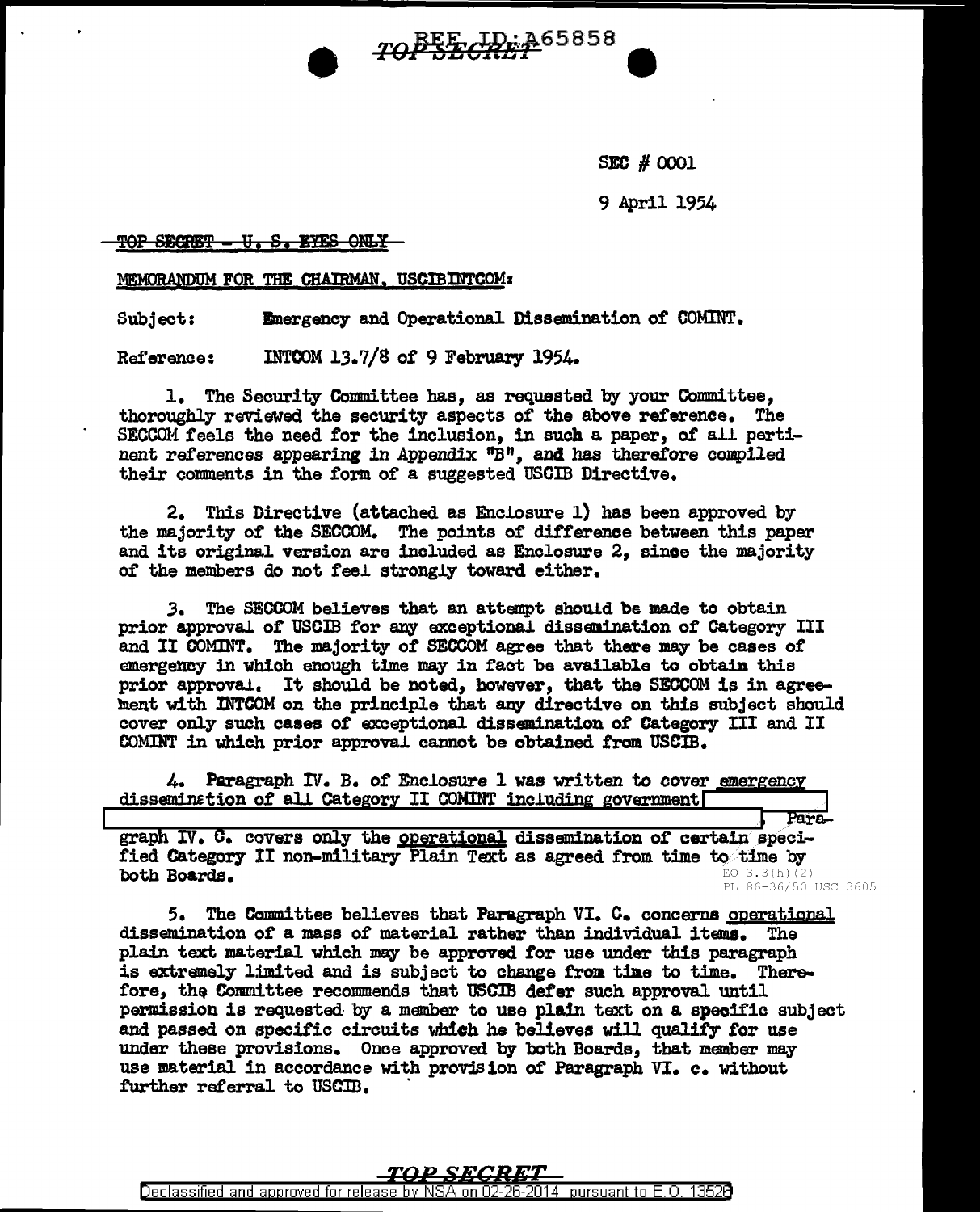REF ID:A65858

SEC # 0001

9 April 1954

~~TOP SECRET - U. S. EYES ONLY~~

MEMORANDUM FOR THE CHAIRMAN, USCIBINTCOM:

Subject: Emergency and Operational Dissemination of COMINT.

Reference: INTCOM 13.7/8 of 9 February 1954.

1. The Security Committee has, as requested by your Committee, thoroughly reviewed the security aspects of the above reference. The SECCOM feels the need for the inclusion, in such a paper, of all pertinent references appearing in Appendix "B", and has therefore compiled their comments in the form of a suggested USCIB Directive.

2. This Directive (attached as Enclosure 1) has been approved by the majority of the SECCOM. The points of difference between this paper and its original version are included as Enclosure 2, since the majority of the members do not feel strongly toward either.

3. The SECCOM believes that an attempt should be made to obtain prior approval of USCIB for any exceptional dissemination of Category III and II COMINT. The majority of SECCOM agree that there may be cases of emergency in which enough time may in fact be available to obtain this prior approval. It should be noted, however, that the SECCOM is in agreement with INTCOM on the principle that any directive on this subject should cover only such cases of exceptional dissemination of Category III and II COMINT in which prior approval cannot be obtained from USCIB.

4. Paragraph IV. B. of Enclosure 1 was written to cover <u>emergency</u> dissemination of all Category II COMINT including government [REDACTED] Paragraph IV. C. covers only the <u>operational</u> dissemination of certain specified Category II non-military Plain Text as agreed from time to time by both Boards.

EO 3.3(h)(2)
PL 86-36/50 USC 3605

5. The Committee believes that Paragraph VI. C. concerns <u>operational</u> dissemination of a mass of material rather than individual items. The plain text material which may be approved for use under this paragraph is extremely limited and is subject to change from time to time. Therefore, the Committee recommends that USCIB defer such approval until permission is requested by a member to use plain text on a specific subject and passed on specific circuits which he believes will qualify for use under these provisions. Once approved by both Boards, that member may use material in accordance with provision of Paragraph VI. c. without further referral to USCIB.

TOP SECRET

Declassified and approved for release by NSA on 02-26-2014 pursuant to E.O. 13526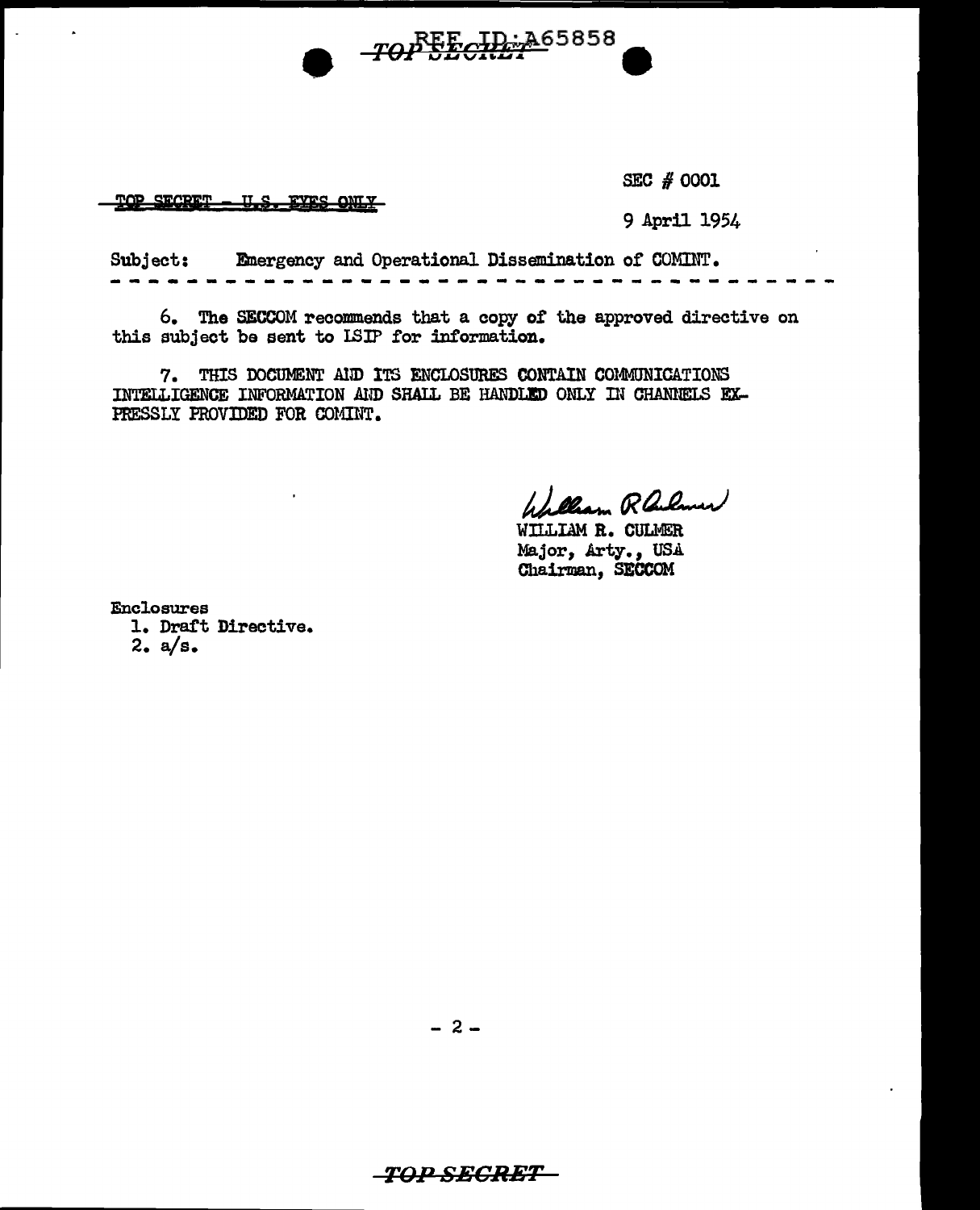TOP SECRET - U.S. EYES ONLY

SEC # 0001

9 April 1954

Subject: Emergency and Operational Dissemination of COMINT.

6. The SECCOM recommends that a copy of the approved directive on this subject be sent to ISIP for information.

7. THIS DOCUMENT AND ITS ENCLOSURES CONTAIN COMMUNICATIONS INTELLIGENCE INFORMATION AND SHALL BE HANDLED ONLY IN CHANNELS EXPRESSLY PROVIDED FOR COMINT.

William R. Culmer

WILLIAM R. CULMER
Major, Arty., USA
Chairman, SECCOM

Enclosures
1. Draft Directive.
2. a/s.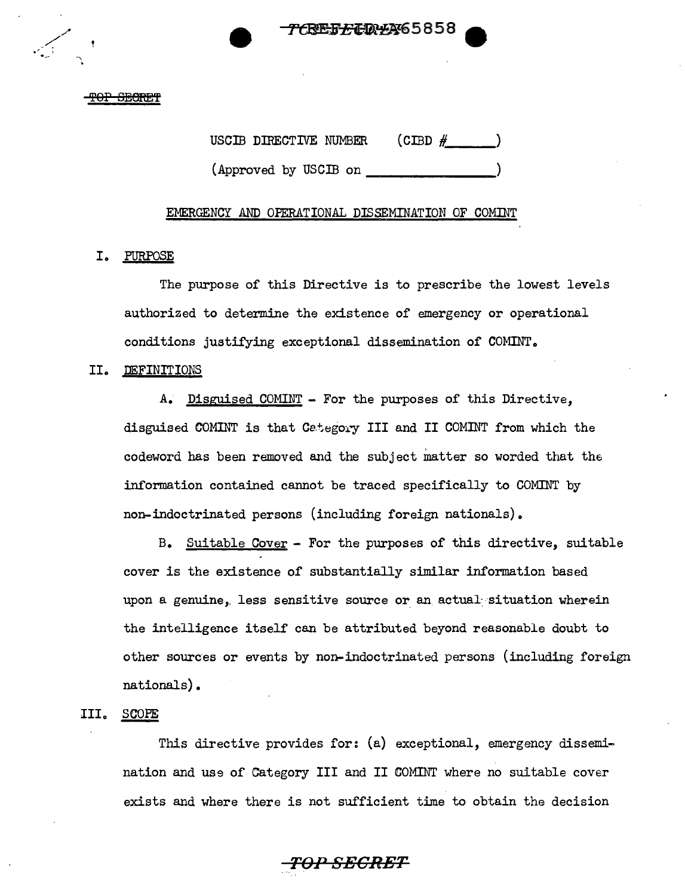TOP SECRET

USCIB DIRECTIVE NUMBER (CIBD #\_\_\_\_\_\_)

(Approved by USCIB on \_\_\_\_\_\_\_\_\_\_\_\_\_\_\_\_)

## EMERGENCY AND OPERATIONAL DISSEMINATION OF COMINT

### I. PURPOSE

The purpose of this Directive is to prescribe the lowest levels authorized to determine the existence of emergency or operational conditions justifying exceptional dissemination of COMINT.

### II. DEFINITIONS

A. Disguised COMINT - For the purposes of this Directive, disguised COMINT is that Category III and II COMINT from which the codeword has been removed and the subject matter so worded that the information contained cannot be traced specifically to COMINT by non-indoctrinated persons (including foreign nationals).

B. Suitable Cover - For the purposes of this directive, suitable cover is the existence of substantially similar information based upon a genuine, less sensitive source or an actual situation wherein the intelligence itself can be attributed beyond reasonable doubt to other sources or events by non-indoctrinated persons (including foreign nationals).

### III. SCOPE

This directive provides for: (a) exceptional, emergency dissemination and use of Category III and II COMINT where no suitable cover exists and where there is not sufficient time to obtain the decision

TOP SECRET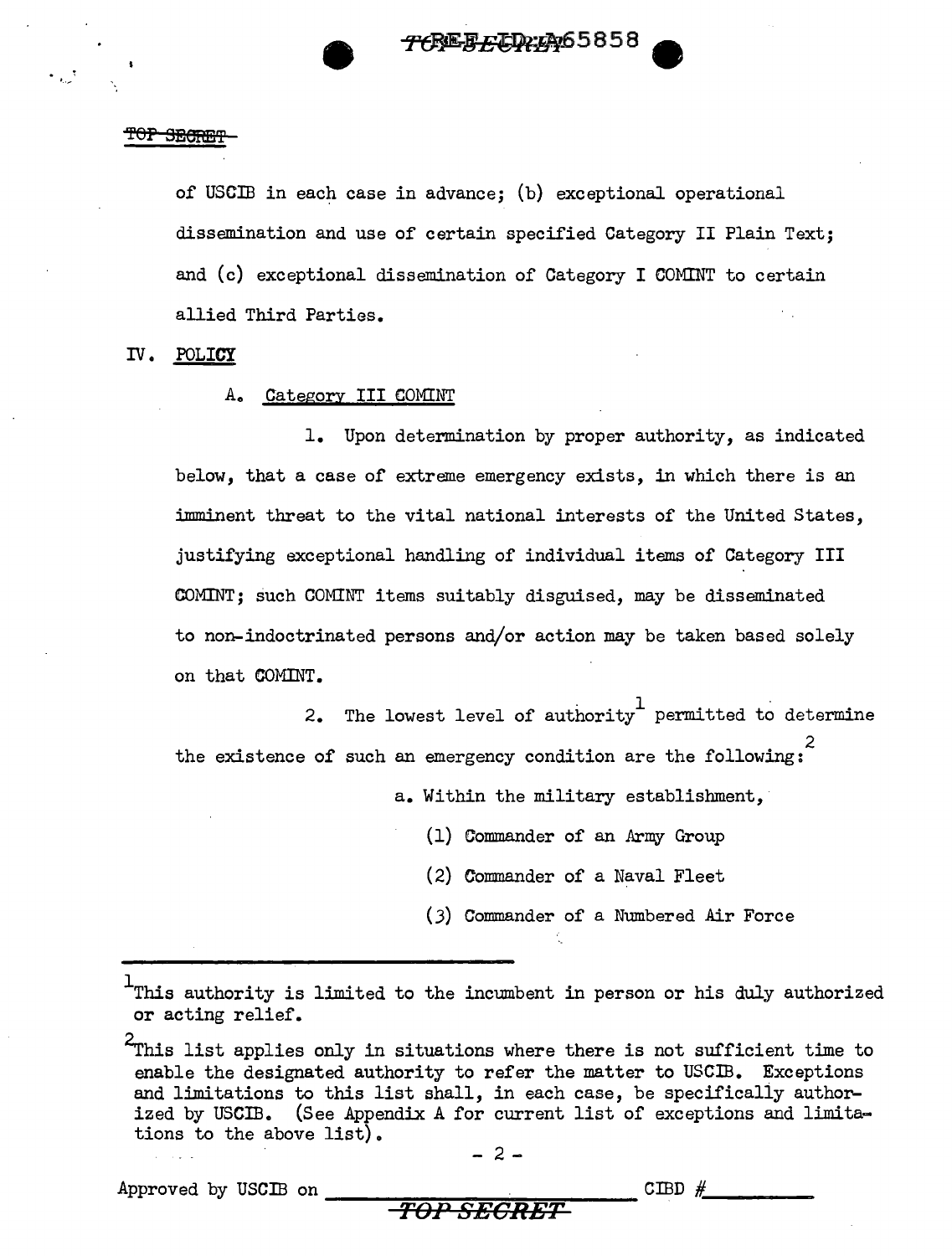of USCIB in each case in advance; (b) exceptional operational dissemination and use of certain specified Category II Plain Text; and (c) exceptional dissemination of Category I COMINT to certain allied Third Parties.

IV. POLICY

A. Category III COMINT

1. Upon determination by proper authority, as indicated below, that a case of extreme emergency exists, in which there is an imminent threat to the vital national interests of the United States, justifying exceptional handling of individual items of Category III COMINT; such COMINT items suitably disguised, may be disseminated to non-indoctrinated persons and/or action may be taken based solely on that COMINT.

2. The lowest level of authority[1] permitted to determine the existence of such an emergency condition are the following:[2]

a. Within the military establishment,

(1) Commander of an Army Group

(2) Commander of a Naval Fleet

(3) Commander of a Numbered Air Force

---

[1] This authority is limited to the incumbent in person or his duly authorized or acting relief.

[2] This list applies only in situations where there is not sufficient time to enable the designated authority to refer the matter to USCIB. Exceptions and limitations to this list shall, in each case, be specifically authorized by USCIB. (See Appendix A for current list of exceptions and limitations to the above list).

Approved by USCIB on ______________________ CIBD #________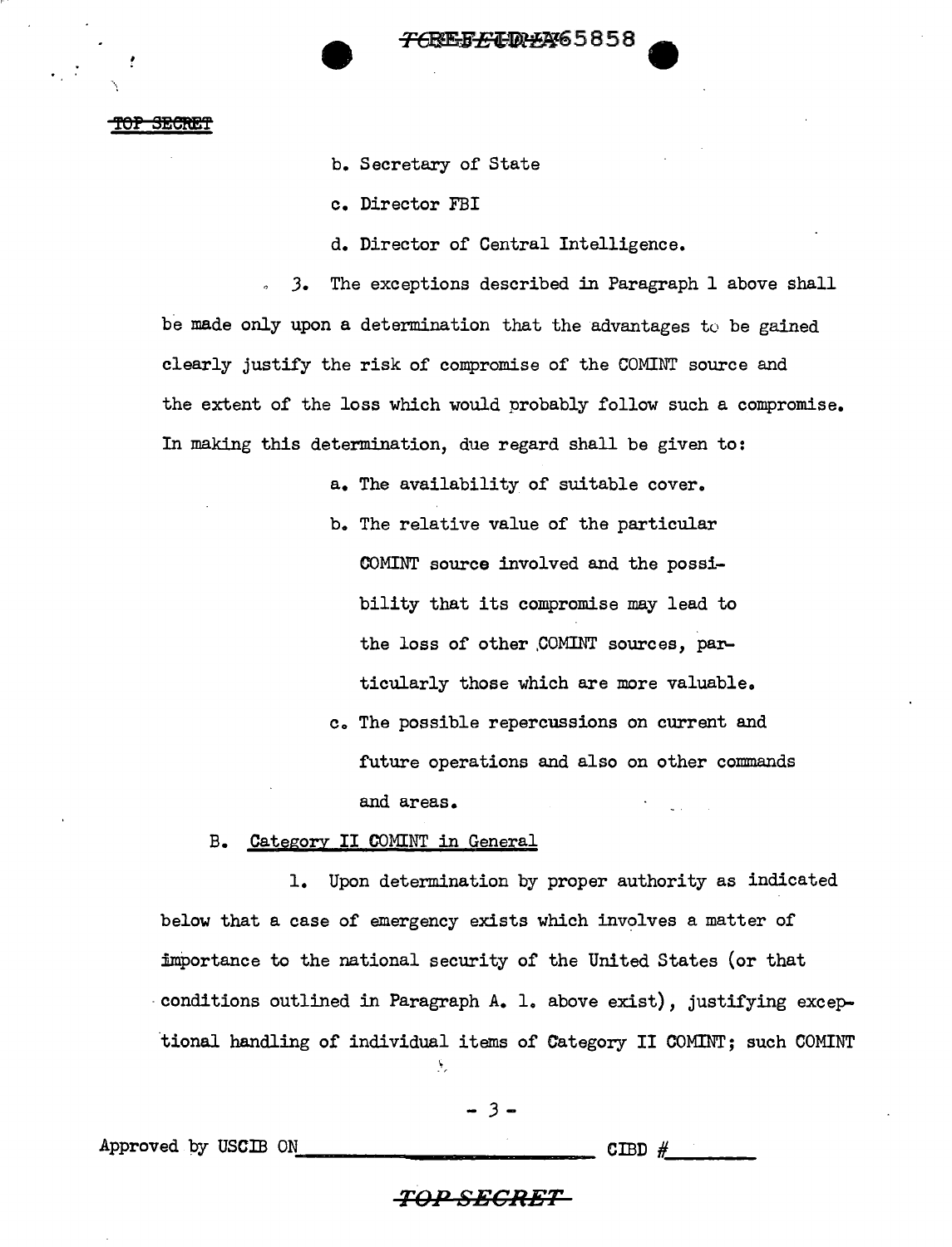b. Secretary of State

c. Director FBI

d. Director of Central Intelligence.

3. The exceptions described in Paragraph 1 above shall be made only upon a determination that the advantages to be gained clearly justify the risk of compromise of the COMINT source and the extent of the loss which would probably follow such a compromise. In making this determination, due regard shall be given to:

a. The availability of suitable cover.

b. The relative value of the particular COMINT source involved and the possibility that its compromise may lead to the loss of other COMINT sources, particularly those which are more valuable.

c. The possible repercussions on current and future operations and also on other commands and areas.

B. <u>Category II COMINT in General</u>

1. Upon determination by proper authority as indicated below that a case of emergency exists which involves a matter of importance to the national security of the United States (or that conditions outlined in Paragraph A. 1. above exist), justifying exceptional handling of individual items of Category II COMINT; such COMINT

Approved by USCIB ON______________________ CIBD #________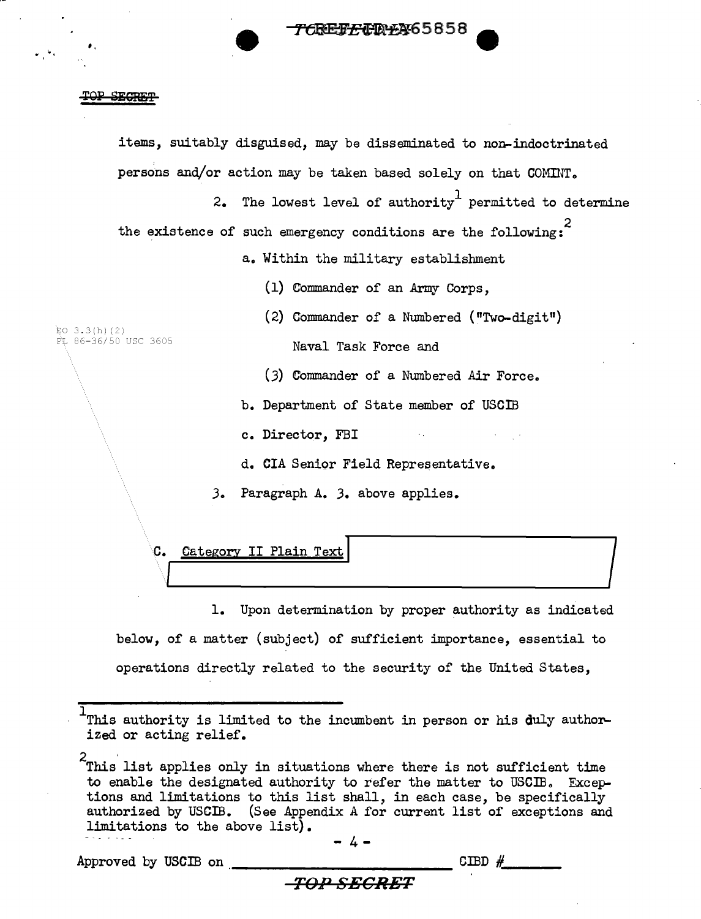items, suitably disguised, may be disseminated to non-indoctrinated persons and/or action may be taken based solely on that COMINT.

2. The lowest level of authority[1] permitted to determine the existence of such emergency conditions are the following:[2]

a. Within the military establishment

(1) Commander of an Army Corps,

(2) Commander of a Numbered ("Two-digit") Naval Task Force and

(3) Commander of a Numbered Air Force.

b. Department of State member of USCIB

c. Director, FBI

d. CIA Senior Field Representative.

3. Paragraph A. 3. above applies.

EO 3.3(h)(2)
PL 86-36/50 USC 3605

C. Category II Plain Text

1. Upon determination by proper authority as indicated below, of a matter (subject) of sufficient importance, essential to operations directly related to the security of the United States,

[1] This authority is limited to the incumbent in person or his duly authorized or acting relief.

[2] This list applies only in situations where there is not sufficient time to enable the designated authority to refer the matter to USCIB. Exceptions and limitations to this list shall, in each case, be specifically authorized by USCIB. (See Appendix A for current list of exceptions and limitations to the above list).

Approved by USCIB on ______________ CIBD #______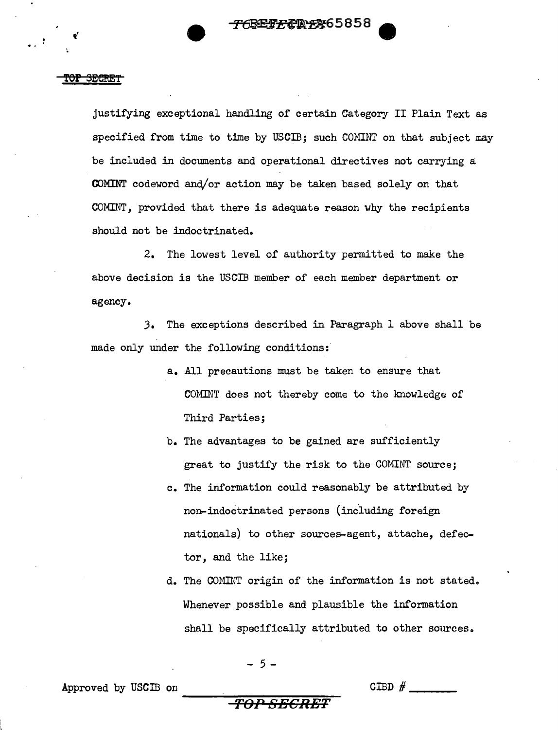justifying exceptional handling of certain Category II Plain Text as specified from time to time by USCIB; such COMINT on that subject may be included in documents and operational directives not carrying a COMINT codeword and/or action may be taken based solely on that COMINT, provided that there is adequate reason why the recipients should not be indoctrinated.

2. The lowest level of authority permitted to make the above decision is the USCIB member of each member department or agency.

3. The exceptions described in Paragraph 1 above shall be made only under the following conditions:

a. All precautions must be taken to ensure that COMINT does not thereby come to the knowledge of Third Parties;

b. The advantages to be gained are sufficiently great to justify the risk to the COMINT source;

c. The information could reasonably be attributed by non-indoctrinated persons (including foreign nationals) to other sources-agent, attache, defector, and the like;

d. The COMINT origin of the information is not stated. Whenever possible and plausible the information shall be specifically attributed to other sources.

Approved by USCIB on \_\_\_\_\_\_\_\_\_\_\_\_\_\_\_\_ CIBD # \_\_\_\_\_\_\_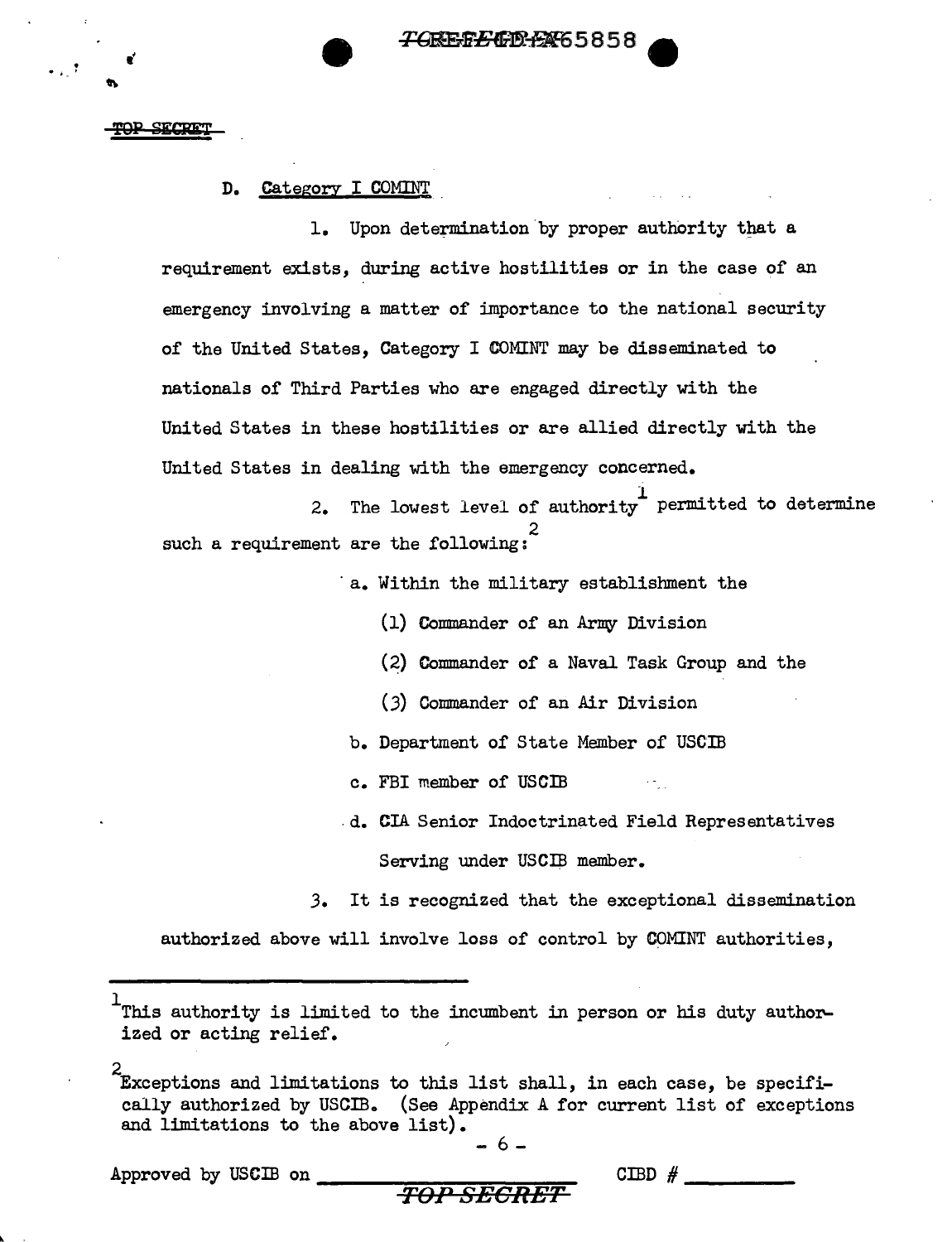D. Category I COMINT

1. Upon determination by proper authority that a requirement exists, during active hostilities or in the case of an emergency involving a matter of importance to the national security of the United States, Category I COMINT may be disseminated to nationals of Third Parties who are engaged directly with the United States in these hostilities or are allied directly with the United States in dealing with the emergency concerned.

2. The lowest level of authority[1] permitted to determine such a requirement are the following:[2]

a. Within the military establishment the

(1) Commander of an Army Division

(2) Commander of a Naval Task Group and the

(3) Commander of an Air Division

b. Department of State Member of USCIB

c. FBI member of USCIB

d. CIA Senior Indoctrinated Field Representatives Serving under USCIB member.

3. It is recognized that the exceptional dissemination authorized above will involve loss of control by COMINT authorities,

---

[1] This authority is limited to the incumbent in person or his duty authorized or acting relief.

[2] Exceptions and limitations to this list shall, in each case, be specifically authorized by USCIB. (See Appendix A for current list of exceptions and limitations to the above list).

Approved by USCIB on ______________ CIBD # __________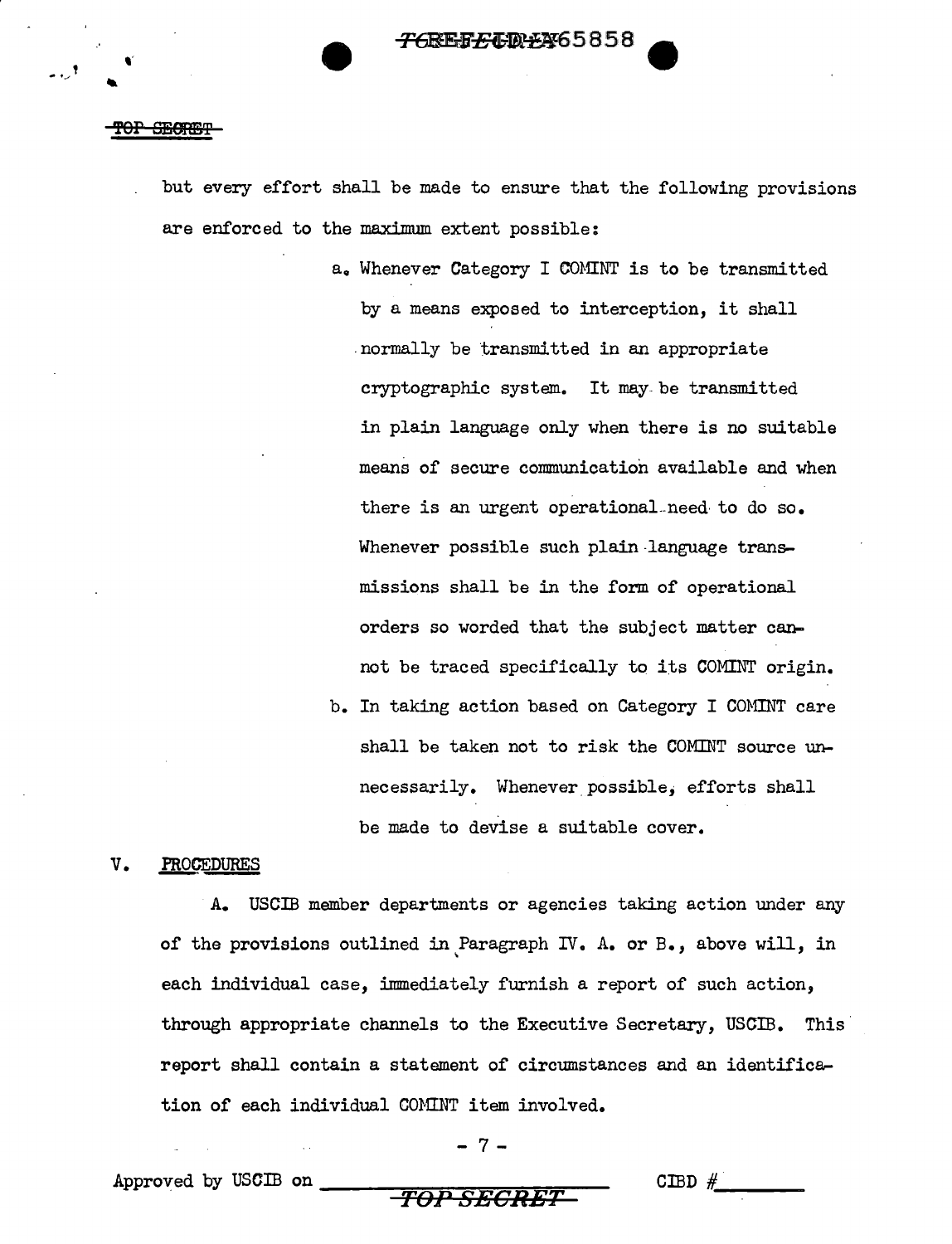but every effort shall be made to ensure that the following provisions are enforced to the maximum extent possible:

a. Whenever Category I COMINT is to be transmitted by a means exposed to interception, it shall normally be transmitted in an appropriate cryptographic system. It may be transmitted in plain language only when there is no suitable means of secure communication available and when there is an urgent operational need to do so. Whenever possible such plain language transmissions shall be in the form of operational orders so worded that the subject matter cannot be traced specifically to its COMINT origin.

b. In taking action based on Category I COMINT care shall be taken not to risk the COMINT source unnecessarily. Whenever possible, efforts shall be made to devise a suitable cover.

## V. PROCEDURES

A. USCIB member departments or agencies taking action under any of the provisions outlined in Paragraph IV. A. or B., above will, in each individual case, immediately furnish a report of such action, through appropriate channels to the Executive Secretary, USCIB. This report shall contain a statement of circumstances and an identification of each individual COMINT item involved.

Approved by USCIB on ____________ CIBD #________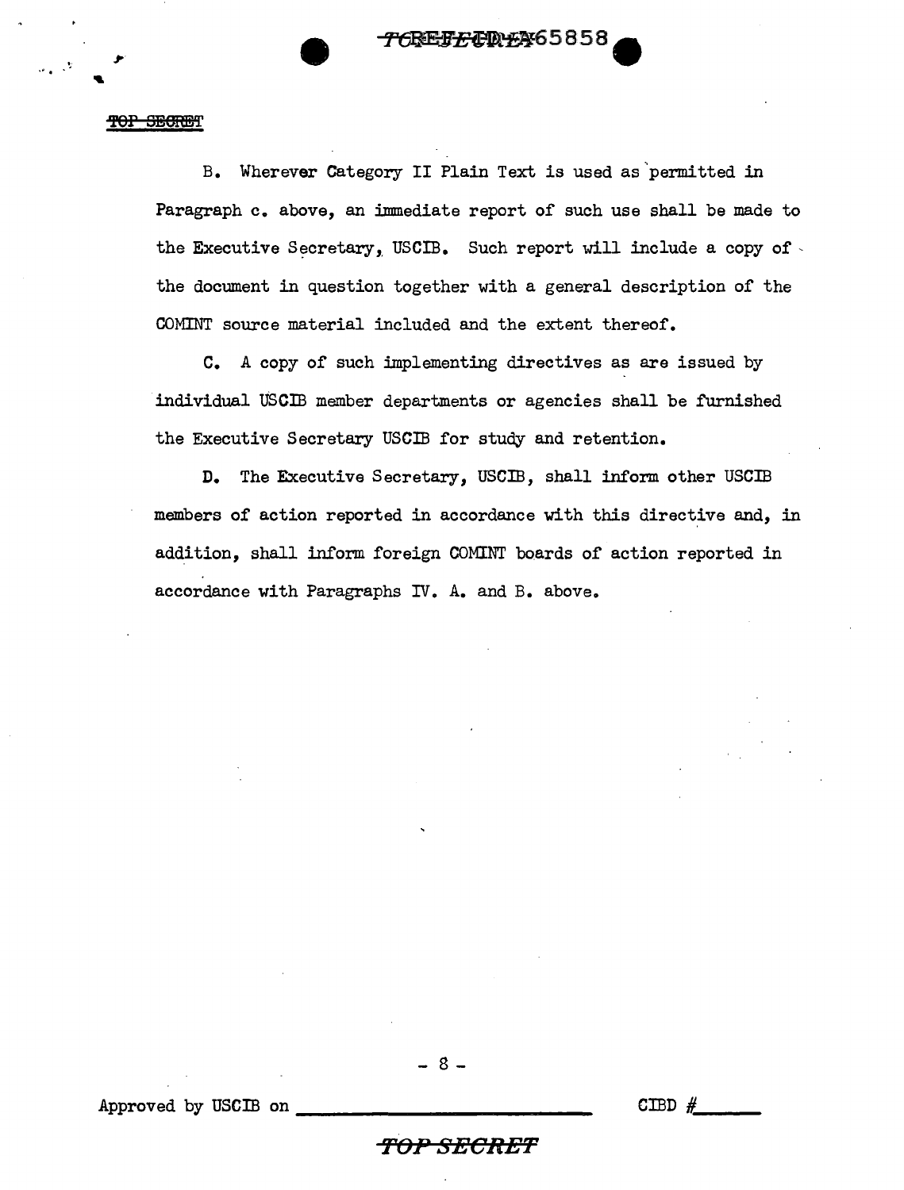B. Wherever Category II Plain Text is used as permitted in Paragraph c. above, an immediate report of such use shall be made to the Executive Secretary, USCIB. Such report will include a copy of the document in question together with a general description of the COMINT source material included and the extent thereof.

C. A copy of such implementing directives as are issued by individual USCIB member departments or agencies shall be furnished the Executive Secretary USCIB for study and retention.

D. The Executive Secretary, USCIB, shall inform other USCIB members of action reported in accordance with this directive and, in addition, shall inform foreign COMINT boards of action reported in accordance with Paragraphs IV. A. and B. above.

Approved by USCIB on ______________________ CIBD #______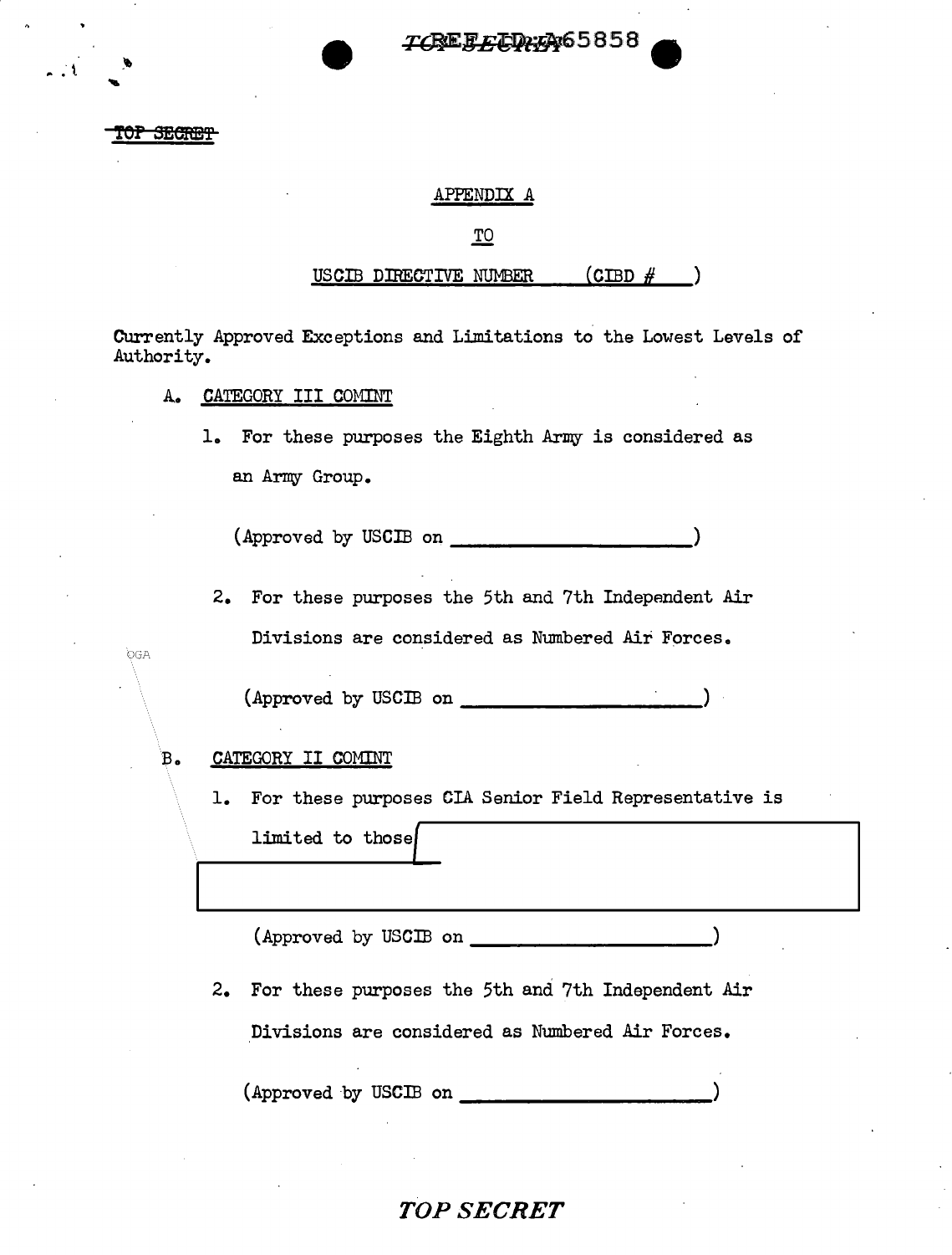TOP SECRET

APPENDIX A

TO

USCIB DIRECTIVE NUMBER (CIBD # )

Currently Approved Exceptions and Limitations to the Lowest Levels of Authority.

A. CATEGORY III COMINT

1. For these purposes the Eighth Army is considered as an Army Group.

(Approved by USCIB on \_\_\_\_\_\_\_\_\_\_\_\_\_\_\_\_\_\_\_\_)

2. For these purposes the 5th and 7th Independent Air Divisions are considered as Numbered Air Forces.

(Approved by USCIB on \_\_\_\_\_\_\_\_\_\_\_\_\_\_\_\_\_\_\_\_)

OGA

B. CATEGORY II COMINT

1. For these purposes CIA Senior Field Representative is limited to those [REDACTED]

(Approved by USCIB on \_\_\_\_\_\_\_\_\_\_\_\_\_\_\_\_\_\_\_\_)

2. For these purposes the 5th and 7th Independent Air Divisions are considered as Numbered Air Forces.

(Approved by USCIB on \_\_\_\_\_\_\_\_\_\_\_\_\_\_\_\_\_\_\_\_)

*TOP SECRET*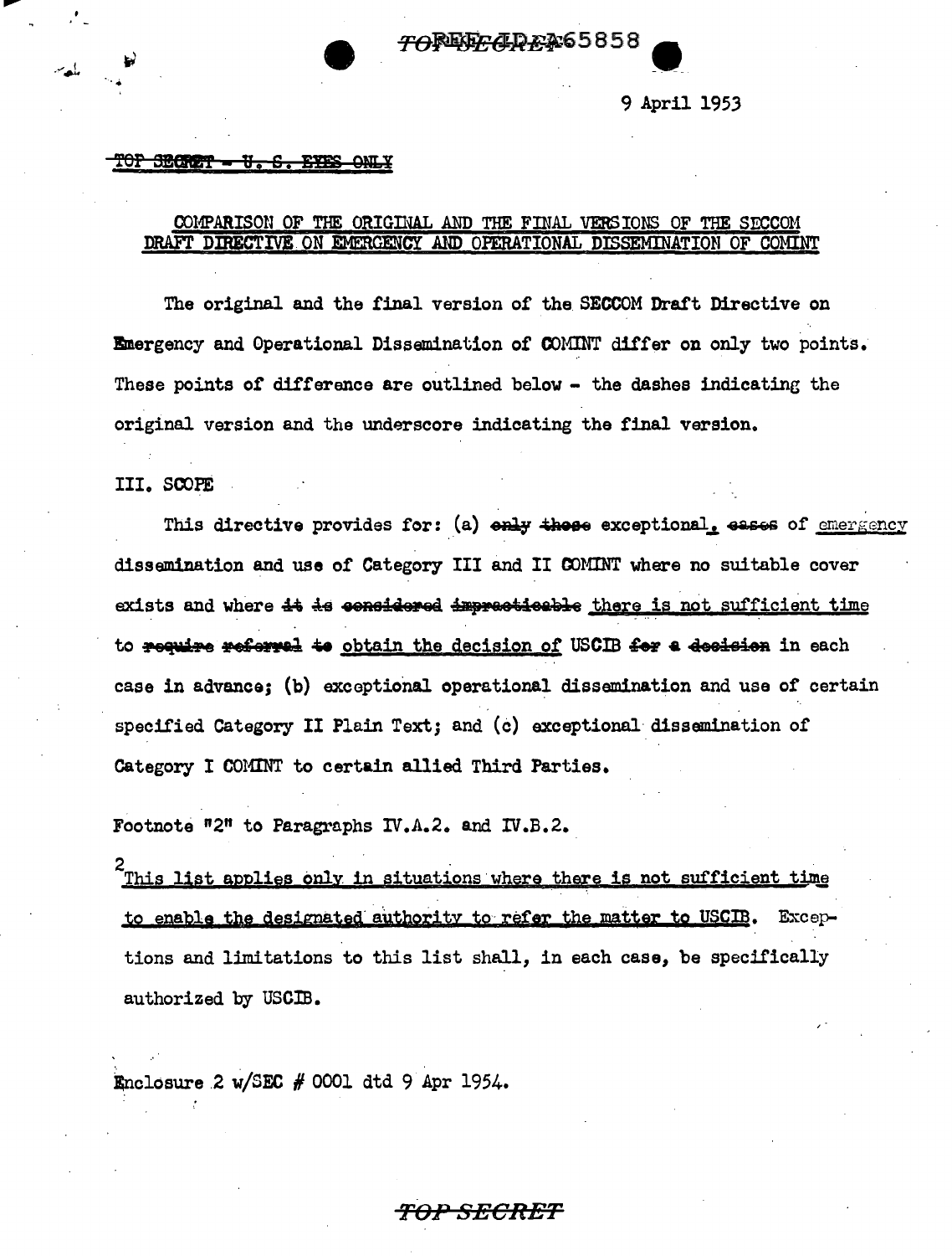REF ID:A65858

9 April 1953

~~TOP SECRET - U. S. EYES ONLY~~

COMPARISON OF THE ORIGINAL AND THE FINAL VERSIONS OF THE SECCOM DRAFT DIRECTIVE ON EMERGENCY AND OPERATIONAL DISSEMINATION OF COMINT

The original and the final version of the SECCOM Draft Directive on Emergency and Operational Dissemination of COMINT differ on only two points. These points of difference are outlined below - the dashes indicating the original version and the underscore indicating the final version.

III. SCOPE

This directive provides for: (a) ~~only those~~ exceptional, ~~cases~~ of emergency dissemination and use of Category III and II COMINT where no suitable cover exists and where ~~it is considered impracticable~~ there is not sufficient time to ~~require referral to~~ obtain the decision of USCIB ~~for a decision~~ in each case in advance; (b) exceptional operational dissemination and use of certain specified Category II Plain Text; and (c) exceptional dissemination of Category I COMINT to certain allied Third Parties.

Footnote "2" to Paragraphs IV.A.2. and IV.B.2.

[2] This list applies only in situations where there is not sufficient time to enable the designated authority to refer the matter to USCIB. Exceptions and limitations to this list shall, in each case, be specifically authorized by USCIB.

Enclosure 2 w/SEC # 0001 dtd 9 Apr 1954.

~~TOP SECRET~~